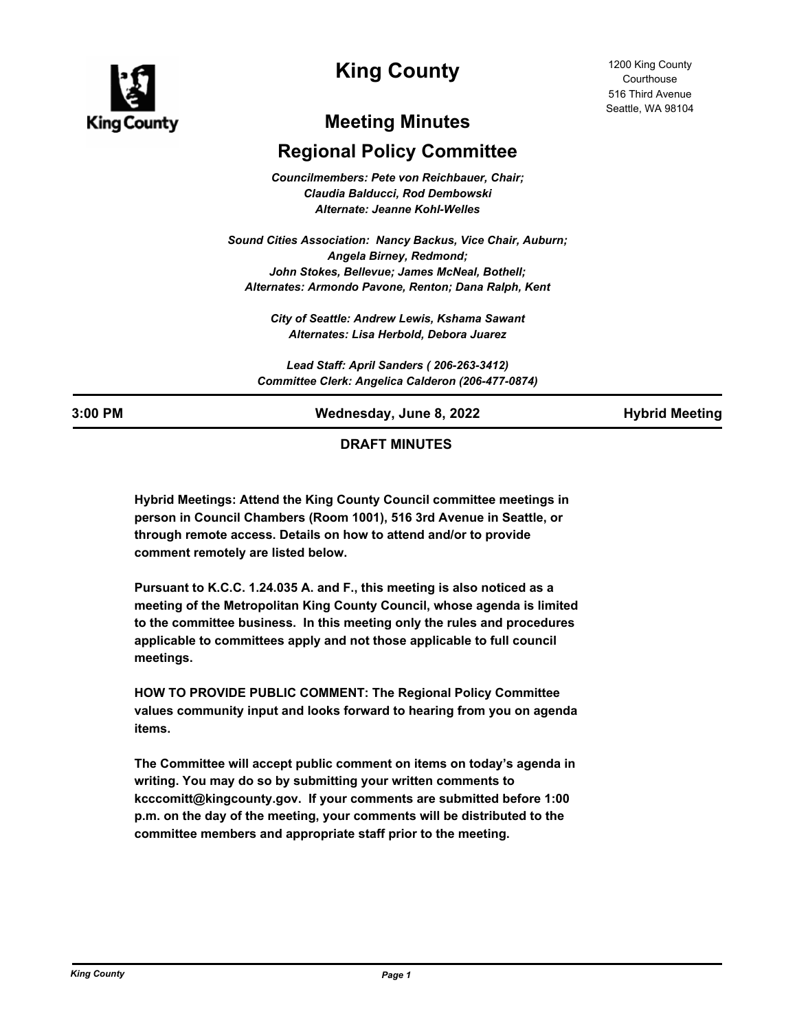# King County

1200 King County Courthouse
516 Third Avenue
Seattle, WA 98104

## Meeting Minutes

## Regional Policy Committee

*Councilmembers: Pete von Reichbauer, Chair;*
*Claudia Balducci, Rod Dembowski*
*Alternate: Jeanne Kohl-Welles*

*Sound Cities Association: Nancy Backus, Vice Chair, Auburn;*
*Angela Birney, Redmond;*
*John Stokes, Bellevue; James McNeal, Bothell;*
*Alternates: Armondo Pavone, Renton; Dana Ralph, Kent*

*City of Seattle: Andrew Lewis, Kshama Sawant*
*Alternates: Lisa Herbold, Debora Juarez*

*Lead Staff: April Sanders ( 206-263-3412)*
*Committee Clerk: Angelica Calderon (206-477-0874)*

**3:00 PM** **Wednesday, June 8, 2022** **Hybrid Meeting**

**DRAFT MINUTES**

**Hybrid Meetings: Attend the King County Council committee meetings in person in Council Chambers (Room 1001), 516 3rd Avenue in Seattle, or through remote access. Details on how to attend and/or to provide comment remotely are listed below.**

**Pursuant to K.C.C. 1.24.035 A. and F., this meeting is also noticed as a meeting of the Metropolitan King County Council, whose agenda is limited to the committee business. In this meeting only the rules and procedures applicable to committees apply and not those applicable to full council meetings.**

**HOW TO PROVIDE PUBLIC COMMENT: The Regional Policy Committee values community input and looks forward to hearing from you on agenda items.**

**The Committee will accept public comment on items on today's agenda in writing. You may do so by submitting your written comments to kcccomitt@kingcounty.gov. If your comments are submitted before 1:00 p.m. on the day of the meeting, your comments will be distributed to the committee members and appropriate staff prior to the meeting.**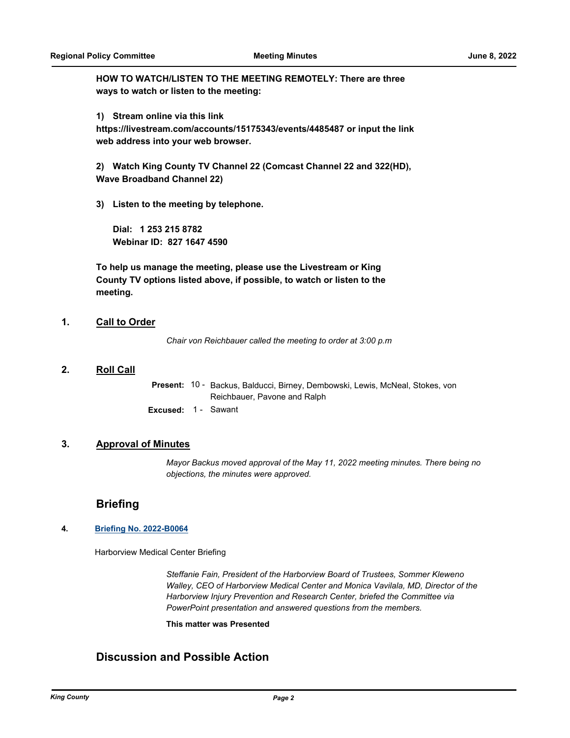**HOW TO WATCH/LISTEN TO THE MEETING REMOTELY: There are three ways to watch or listen to the meeting:**

**1) Stream online via this link https://livestream.com/accounts/15175343/events/4485487 or input the link web address into your web browser.**

**2) Watch King County TV Channel 22 (Comcast Channel 22 and 322(HD), Wave Broadband Channel 22)**

**3) Listen to the meeting by telephone.**

**Dial: 1 253 215 8782**
**Webinar ID: 827 1647 4590**

**To help us manage the meeting, please use the Livestream or King County TV options listed above, if possible, to watch or listen to the meeting.**

## 1. Call to Order

*Chair von Reichbauer called the meeting to order at 3:00 p.m*

## 2. Roll Call

**Present:** 10 - Backus, Balducci, Birney, Dembowski, Lewis, McNeal, Stokes, von Reichbauer, Pavone and Ralph

**Excused:** 1 - Sawant

## 3. Approval of Minutes

*Mayor Backus moved approval of the May 11, 2022 meeting minutes. There being no objections, the minutes were approved.*

# Briefing

### 4. Briefing No. 2022-B0064

Harborview Medical Center Briefing

*Steffanie Fain, President of the Harborview Board of Trustees, Sommer Kleweno Walley, CEO of Harborview Medical Center and Monica Vavilala, MD, Director of the Harborview Injury Prevention and Research Center, briefed the Committee via PowerPoint presentation and answered questions from the members.*

**This matter was Presented**

# Discussion and Possible Action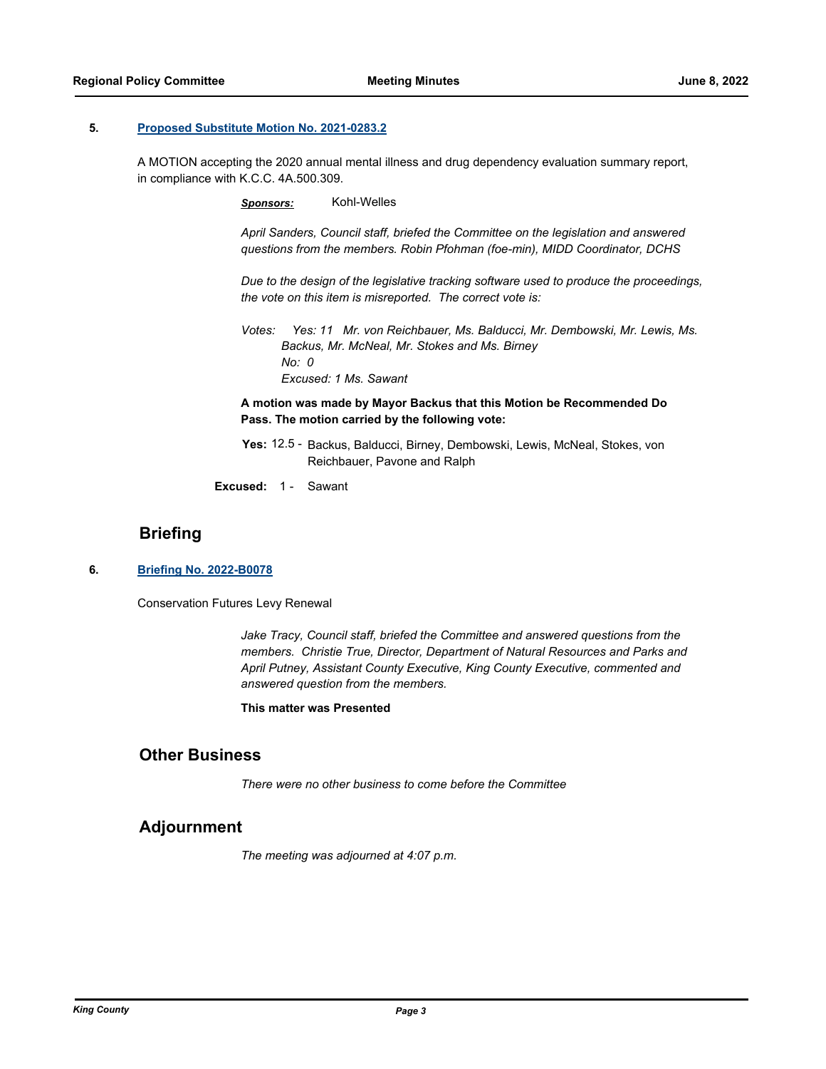### 5. Proposed Substitute Motion No. 2021-0283.2

A MOTION accepting the 2020 annual mental illness and drug dependency evaluation summary report, in compliance with K.C.C. 4A.500.309.

***Sponsors:*** Kohl-Welles

*April Sanders, Council staff, briefed the Committee on the legislation and answered questions from the members. Robin Pfohman (foe-min), MIDD Coordinator, DCHS*

*Due to the design of the legislative tracking software used to produce the proceedings, the vote on this item is misreported. The correct vote is:*

*Votes: Yes: 11 Mr. von Reichbauer, Ms. Balducci, Mr. Dembowski, Mr. Lewis, Ms. Backus, Mr. McNeal, Mr. Stokes and Ms. Birney*
*No: 0*
*Excused: 1 Ms. Sawant*

**A motion was made by Mayor Backus that this Motion be Recommended Do Pass. The motion carried by the following vote:**

**Yes:** 12.5 - Backus, Balducci, Birney, Dembowski, Lewis, McNeal, Stokes, von Reichbauer, Pavone and Ralph

**Excused:** 1 - Sawant

## Briefing

### 6. Briefing No. 2022-B0078

Conservation Futures Levy Renewal

*Jake Tracy, Council staff, briefed the Committee and answered questions from the members. Christie True, Director, Department of Natural Resources and Parks and April Putney, Assistant County Executive, King County Executive, commented and answered question from the members.*

**This matter was Presented**

## Other Business

*There were no other business to come before the Committee*

## Adjournment

*The meeting was adjourned at 4:07 p.m.*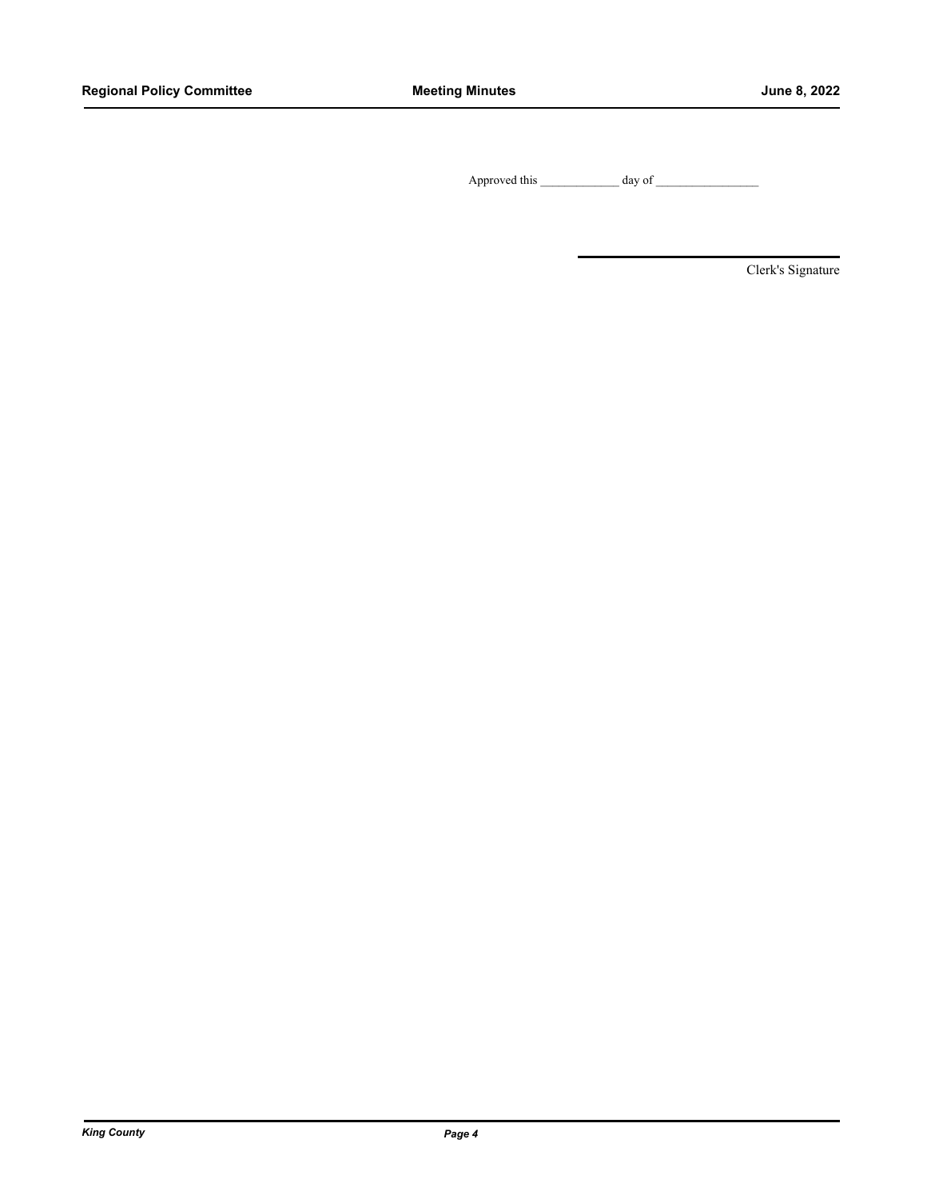Approved this _____________ day of _________________

Clerk's Signature